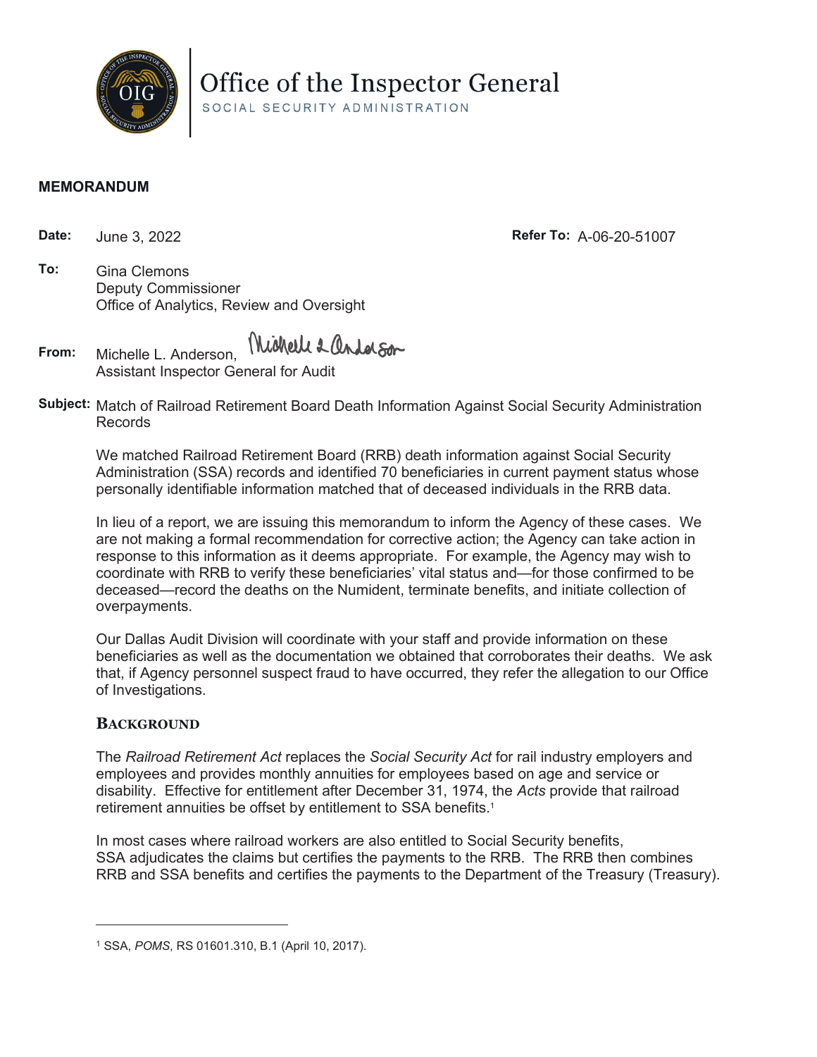# Office of the Inspector General

SOCIAL SECURITY ADMINISTRATION

**MEMORANDUM**

**Date:** June 3, 2022

**Refer To:** A-06-20-51007

**To:** Gina Clemons
Deputy Commissioner
Office of Analytics, Review and Oversight

**From:** Michelle L. Anderson,
Assistant Inspector General for Audit

**Subject:** Match of Railroad Retirement Board Death Information Against Social Security Administration Records

We matched Railroad Retirement Board (RRB) death information against Social Security Administration (SSA) records and identified 70 beneficiaries in current payment status whose personally identifiable information matched that of deceased individuals in the RRB data.

In lieu of a report, we are issuing this memorandum to inform the Agency of these cases. We are not making a formal recommendation for corrective action; the Agency can take action in response to this information as it deems appropriate. For example, the Agency may wish to coordinate with RRB to verify these beneficiaries' vital status and—for those confirmed to be deceased—record the deaths on the Numident, terminate benefits, and initiate collection of overpayments.

Our Dallas Audit Division will coordinate with your staff and provide information on these beneficiaries as well as the documentation we obtained that corroborates their deaths. We ask that, if Agency personnel suspect fraud to have occurred, they refer the allegation to our Office of Investigations.

## BACKGROUND

The *Railroad Retirement Act* replaces the *Social Security Act* for rail industry employers and employees and provides monthly annuities for employees based on age and service or disability. Effective for entitlement after December 31, 1974, the *Acts* provide that railroad retirement annuities be offset by entitlement to SSA benefits.[1]

In most cases where railroad workers are also entitled to Social Security benefits, SSA adjudicates the claims but certifies the payments to the RRB. The RRB then combines RRB and SSA benefits and certifies the payments to the Department of the Treasury (Treasury).

---

[1] SSA, *POMS*, RS 01601.310, B.1 (April 10, 2017).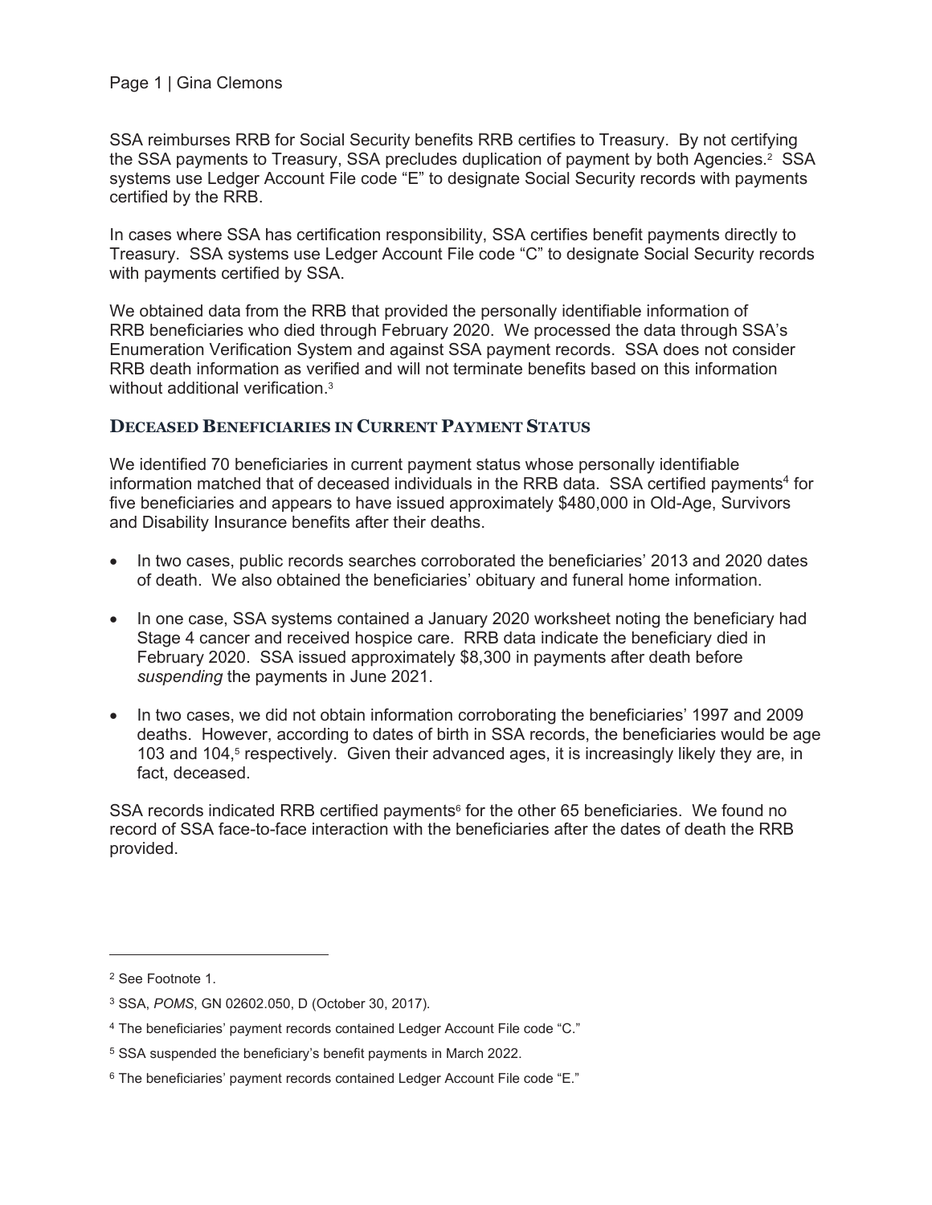SSA reimburses RRB for Social Security benefits RRB certifies to Treasury. By not certifying the SSA payments to Treasury, SSA precludes duplication of payment by both Agencies.[2] SSA systems use Ledger Account File code "E" to designate Social Security records with payments certified by the RRB.

In cases where SSA has certification responsibility, SSA certifies benefit payments directly to Treasury. SSA systems use Ledger Account File code "C" to designate Social Security records with payments certified by SSA.

We obtained data from the RRB that provided the personally identifiable information of RRB beneficiaries who died through February 2020. We processed the data through SSA's Enumeration Verification System and against SSA payment records. SSA does not consider RRB death information as verified and will not terminate benefits based on this information without additional verification.[3]

## DECEASED BENEFICIARIES IN CURRENT PAYMENT STATUS

We identified 70 beneficiaries in current payment status whose personally identifiable information matched that of deceased individuals in the RRB data. SSA certified payments[4] for five beneficiaries and appears to have issued approximately $480,000 in Old-Age, Survivors and Disability Insurance benefits after their deaths.

- In two cases, public records searches corroborated the beneficiaries' 2013 and 2020 dates of death. We also obtained the beneficiaries' obituary and funeral home information.
- In one case, SSA systems contained a January 2020 worksheet noting the beneficiary had Stage 4 cancer and received hospice care. RRB data indicate the beneficiary died in February 2020. SSA issued approximately $8,300 in payments after death before *suspending* the payments in June 2021.
- In two cases, we did not obtain information corroborating the beneficiaries' 1997 and 2009 deaths. However, according to dates of birth in SSA records, the beneficiaries would be age 103 and 104,[5] respectively. Given their advanced ages, it is increasingly likely they are, in fact, deceased.

SSA records indicated RRB certified payments[6] for the other 65 beneficiaries. We found no record of SSA face-to-face interaction with the beneficiaries after the dates of death the RRB provided.

---

[2] See Footnote 1.

[3] SSA, *POMS*, GN 02602.050, D (October 30, 2017).

[4] The beneficiaries' payment records contained Ledger Account File code "C."

[5] SSA suspended the beneficiary's benefit payments in March 2022.

[6] The beneficiaries' payment records contained Ledger Account File code "E."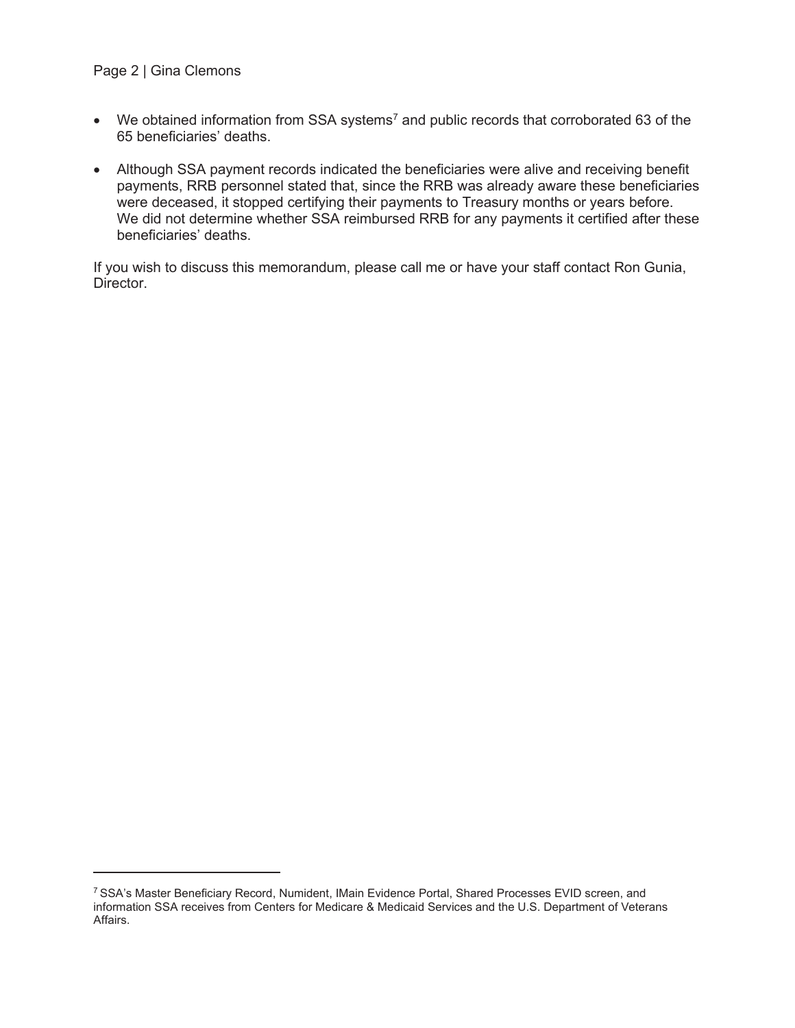- We obtained information from SSA systems[7] and public records that corroborated 63 of the 65 beneficiaries' deaths.
- Although SSA payment records indicated the beneficiaries were alive and receiving benefit payments, RRB personnel stated that, since the RRB was already aware these beneficiaries were deceased, it stopped certifying their payments to Treasury months or years before. We did not determine whether SSA reimbursed RRB for any payments it certified after these beneficiaries' deaths.

If you wish to discuss this memorandum, please call me or have your staff contact Ron Gunia, Director.

---

[7] SSA's Master Beneficiary Record, Numident, IMain Evidence Portal, Shared Processes EVID screen, and information SSA receives from Centers for Medicare & Medicaid Services and the U.S. Department of Veterans Affairs.